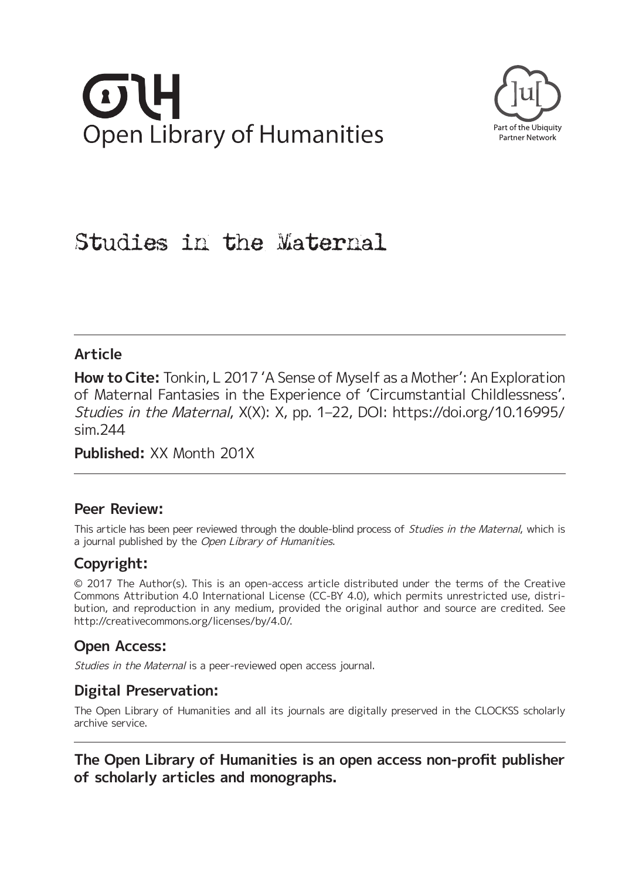Open Library of Humanities

Part of the Ubiquity Partner Network

# Studies in the Maternal

## Article

**How to Cite:** Tonkin, L 2017 'A Sense of Myself as a Mother': An Exploration of Maternal Fantasies in the Experience of 'Circumstantial Childlessness'. *Studies in the Maternal*, X(X): X, pp. 1–22, DOI: https://doi.org/10.16995/sim.244

**Published:** XX Month 201X

## Peer Review:

This article has been peer reviewed through the double-blind process of *Studies in the Maternal*, which is a journal published by the *Open Library of Humanities*.

## Copyright:

© 2017 The Author(s). This is an open-access article distributed under the terms of the Creative Commons Attribution 4.0 International License (CC-BY 4.0), which permits unrestricted use, distribution, and reproduction in any medium, provided the original author and source are credited. See http://creativecommons.org/licenses/by/4.0/.

## Open Access:

*Studies in the Maternal* is a peer-reviewed open access journal.

## Digital Preservation:

The Open Library of Humanities and all its journals are digitally preserved in the CLOCKSS scholarly archive service.

**The Open Library of Humanities is an open access non-profit publisher of scholarly articles and monographs.**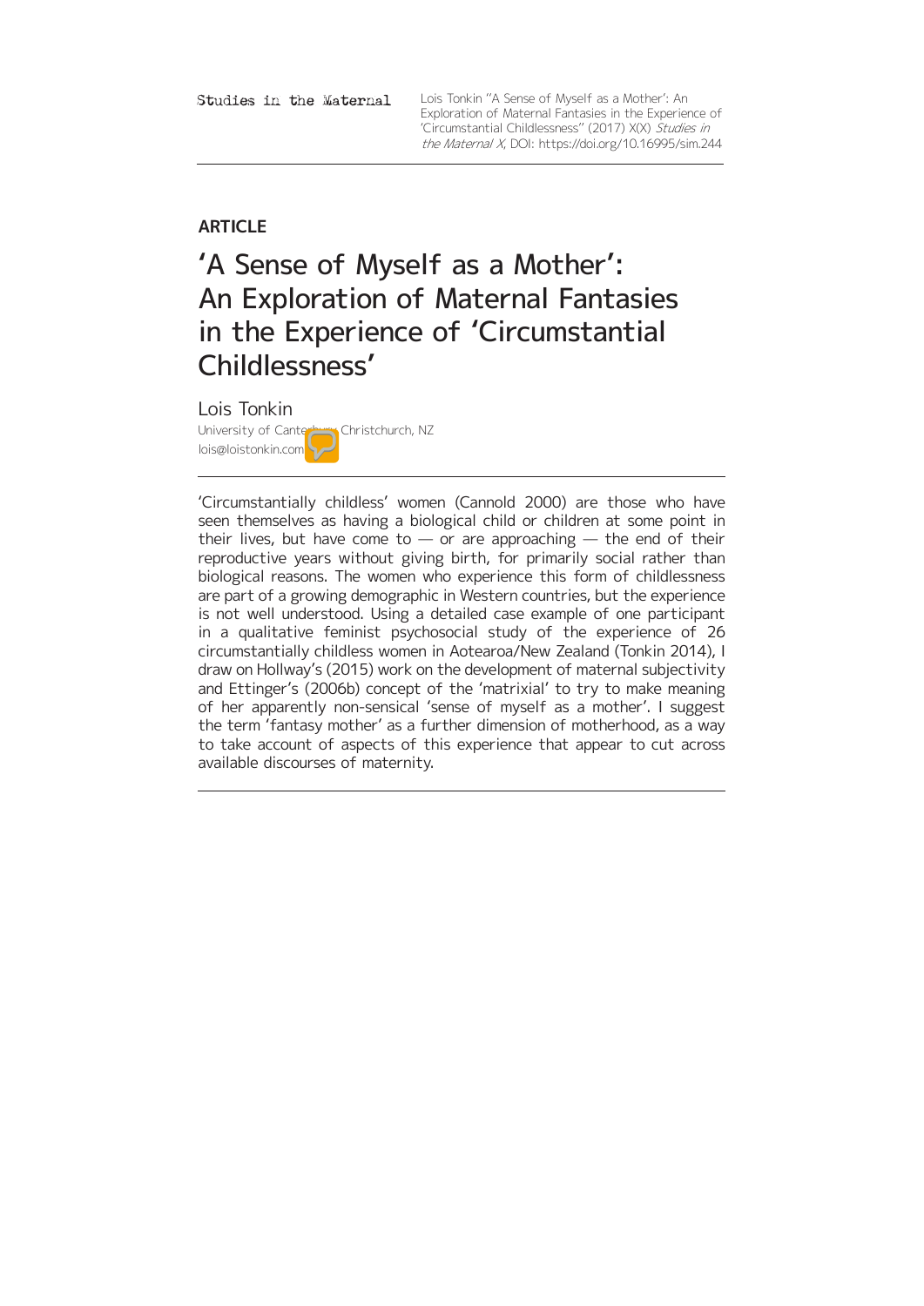**ARTICLE**

# 'A Sense of Myself as a Mother': An Exploration of Maternal Fantasies in the Experience of 'Circumstantial Childlessness'

Lois Tonkin

University of Canterbury, Christchurch, NZ
lois@loistonkin.com

'Circumstantially childless' women (Cannold 2000) are those who have seen themselves as having a biological child or children at some point in their lives, but have come to — or are approaching — the end of their reproductive years without giving birth, for primarily social rather than biological reasons. The women who experience this form of childlessness are part of a growing demographic in Western countries, but the experience is not well understood. Using a detailed case example of one participant in a qualitative feminist psychosocial study of the experience of 26 circumstantially childless women in Aotearoa/New Zealand (Tonkin 2014), I draw on Hollway's (2015) work on the development of maternal subjectivity and Ettinger's (2006b) concept of the 'matrixial' to try to make meaning of her apparently non-sensical 'sense of myself as a mother'. I suggest the term 'fantasy mother' as a further dimension of motherhood, as a way to take account of aspects of this experience that appear to cut across available discourses of maternity.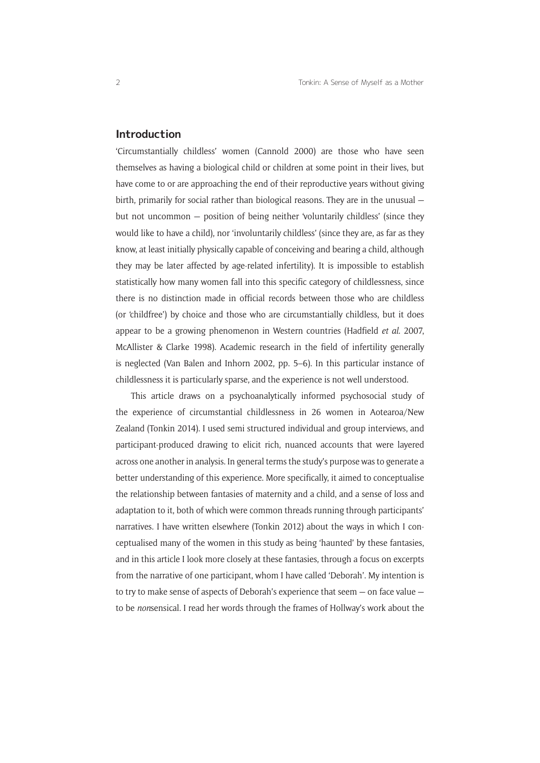## Introduction

'Circumstantially childless' women (Cannold 2000) are those who have seen themselves as having a biological child or children at some point in their lives, but have come to or are approaching the end of their reproductive years without giving birth, primarily for social rather than biological reasons. They are in the unusual — but not uncommon — position of being neither 'voluntarily childless' (since they would like to have a child), nor 'involuntarily childless' (since they are, as far as they know, at least initially physically capable of conceiving and bearing a child, although they may be later affected by age-related infertility). It is impossible to establish statistically how many women fall into this specific category of childlessness, since there is no distinction made in official records between those who are childless (or 'childfree') by choice and those who are circumstantially childless, but it does appear to be a growing phenomenon in Western countries (Hadfield *et al.* 2007, McAllister & Clarke 1998). Academic research in the field of infertility generally is neglected (Van Balen and Inhorn 2002, pp. 5–6). In this particular instance of childlessness it is particularly sparse, and the experience is not well understood.

This article draws on a psychoanalytically informed psychosocial study of the experience of circumstantial childlessness in 26 women in Aotearoa/New Zealand (Tonkin 2014). I used semi structured individual and group interviews, and participant-produced drawing to elicit rich, nuanced accounts that were layered across one another in analysis. In general terms the study's purpose was to generate a better understanding of this experience. More specifically, it aimed to conceptualise the relationship between fantasies of maternity and a child, and a sense of loss and adaptation to it, both of which were common threads running through participants' narratives. I have written elsewhere (Tonkin 2012) about the ways in which I conceptualised many of the women in this study as being 'haunted' by these fantasies, and in this article I look more closely at these fantasies, through a focus on excerpts from the narrative of one participant, whom I have called 'Deborah'. My intention is to try to make sense of aspects of Deborah's experience that seem — on face value — to be *non*sensical. I read her words through the frames of Hollway's work about the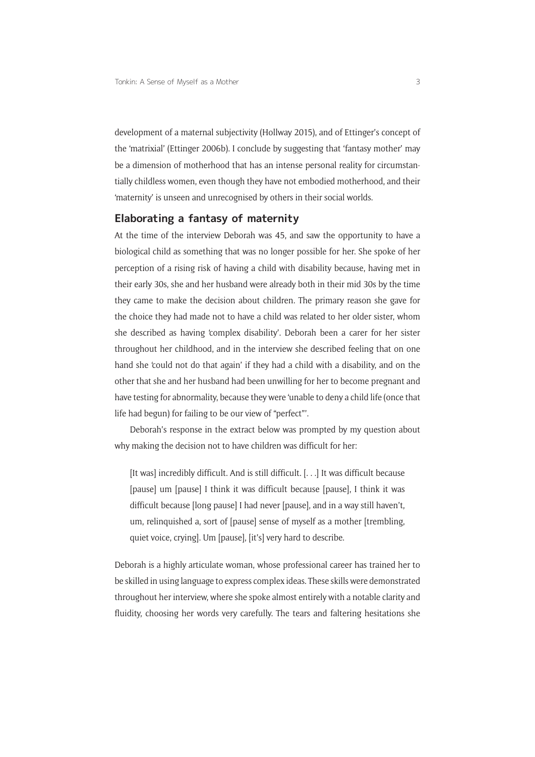development of a maternal subjectivity (Hollway 2015), and of Ettinger's concept of the 'matrixial' (Ettinger 2006b). I conclude by suggesting that 'fantasy mother' may be a dimension of motherhood that has an intense personal reality for circumstantially childless women, even though they have not embodied motherhood, and their 'maternity' is unseen and unrecognised by others in their social worlds.

## Elaborating a fantasy of maternity

At the time of the interview Deborah was 45, and saw the opportunity to have a biological child as something that was no longer possible for her. She spoke of her perception of a rising risk of having a child with disability because, having met in their early 30s, she and her husband were already both in their mid 30s by the time they came to make the decision about children. The primary reason she gave for the choice they had made not to have a child was related to her older sister, whom she described as having 'complex disability'. Deborah been a carer for her sister throughout her childhood, and in the interview she described feeling that on one hand she 'could not do that again' if they had a child with a disability, and on the other that she and her husband had been unwilling for her to become pregnant and have testing for abnormality, because they were 'unable to deny a child life (once that life had begun) for failing to be our view of "perfect"'.

Deborah's response in the extract below was prompted by my question about why making the decision not to have children was difficult for her:

> [It was] incredibly difficult. And is still difficult. [. . .] It was difficult because [pause] um [pause] I think it was difficult because [pause], I think it was difficult because [long pause] I had never [pause], and in a way still haven't, um, relinquished a, sort of [pause] sense of myself as a mother [trembling, quiet voice, crying]. Um [pause], [it's] very hard to describe.

Deborah is a highly articulate woman, whose professional career has trained her to be skilled in using language to express complex ideas. These skills were demonstrated throughout her interview, where she spoke almost entirely with a notable clarity and fluidity, choosing her words very carefully. The tears and faltering hesitations she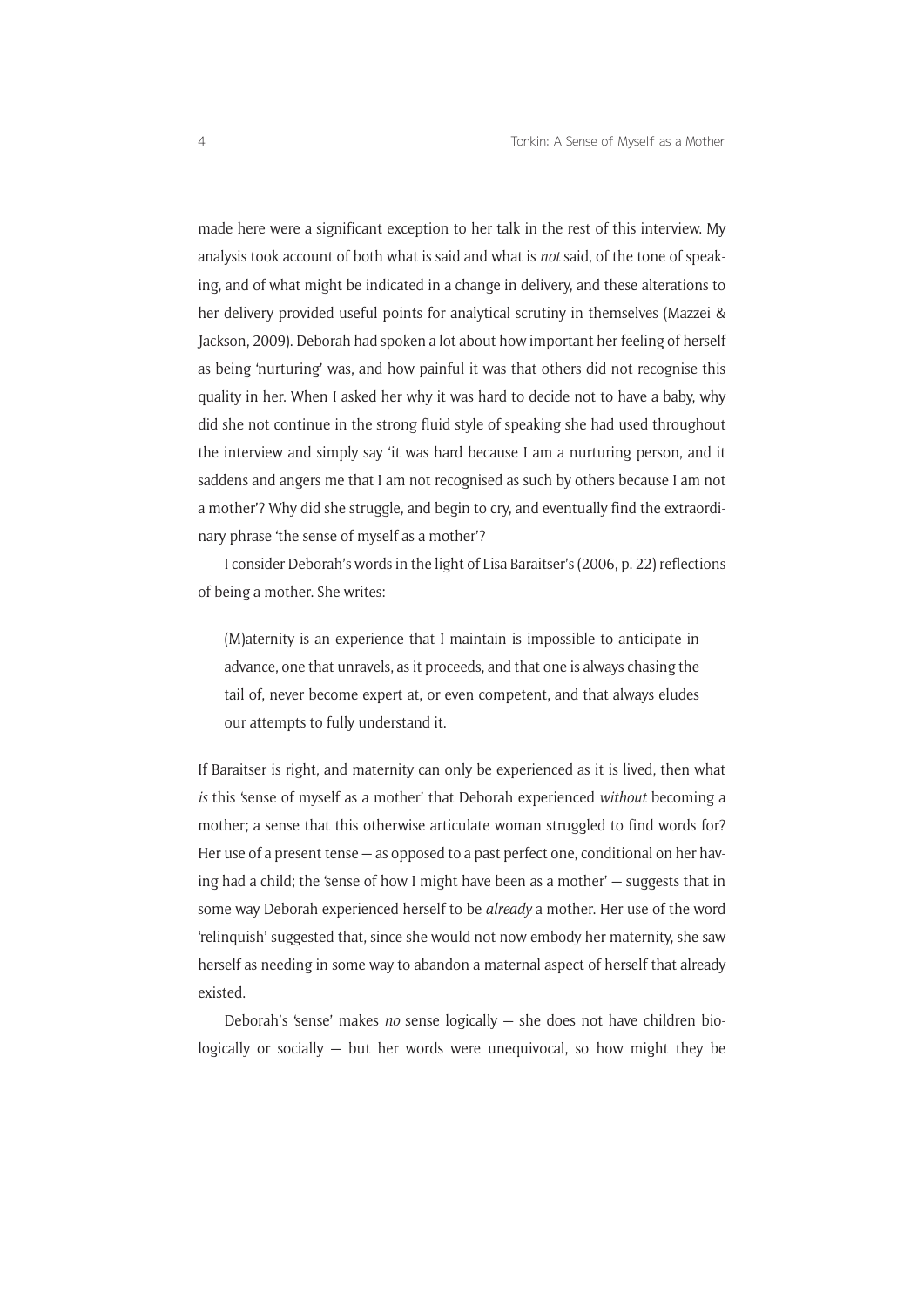made here were a significant exception to her talk in the rest of this interview. My analysis took account of both what is said and what is *not* said, of the tone of speaking, and of what might be indicated in a change in delivery, and these alterations to her delivery provided useful points for analytical scrutiny in themselves (Mazzei & Jackson, 2009). Deborah had spoken a lot about how important her feeling of herself as being 'nurturing' was, and how painful it was that others did not recognise this quality in her. When I asked her why it was hard to decide not to have a baby, why did she not continue in the strong fluid style of speaking she had used throughout the interview and simply say 'it was hard because I am a nurturing person, and it saddens and angers me that I am not recognised as such by others because I am not a mother'? Why did she struggle, and begin to cry, and eventually find the extraordinary phrase 'the sense of myself as a mother'?

I consider Deborah's words in the light of Lisa Baraitser's (2006, p. 22) reflections of being a mother. She writes:

> (M)aternity is an experience that I maintain is impossible to anticipate in advance, one that unravels, as it proceeds, and that one is always chasing the tail of, never become expert at, or even competent, and that always eludes our attempts to fully understand it.

If Baraitser is right, and maternity can only be experienced as it is lived, then what *is* this 'sense of myself as a mother' that Deborah experienced *without* becoming a mother; a sense that this otherwise articulate woman struggled to find words for? Her use of a present tense – as opposed to a past perfect one, conditional on her having had a child; the 'sense of how I might have been as a mother' – suggests that in some way Deborah experienced herself to be *already* a mother. Her use of the word 'relinquish' suggested that, since she would not now embody her maternity, she saw herself as needing in some way to abandon a maternal aspect of herself that already existed.

Deborah's 'sense' makes *no* sense logically – she does not have children biologically or socially – but her words were unequivocal, so how might they be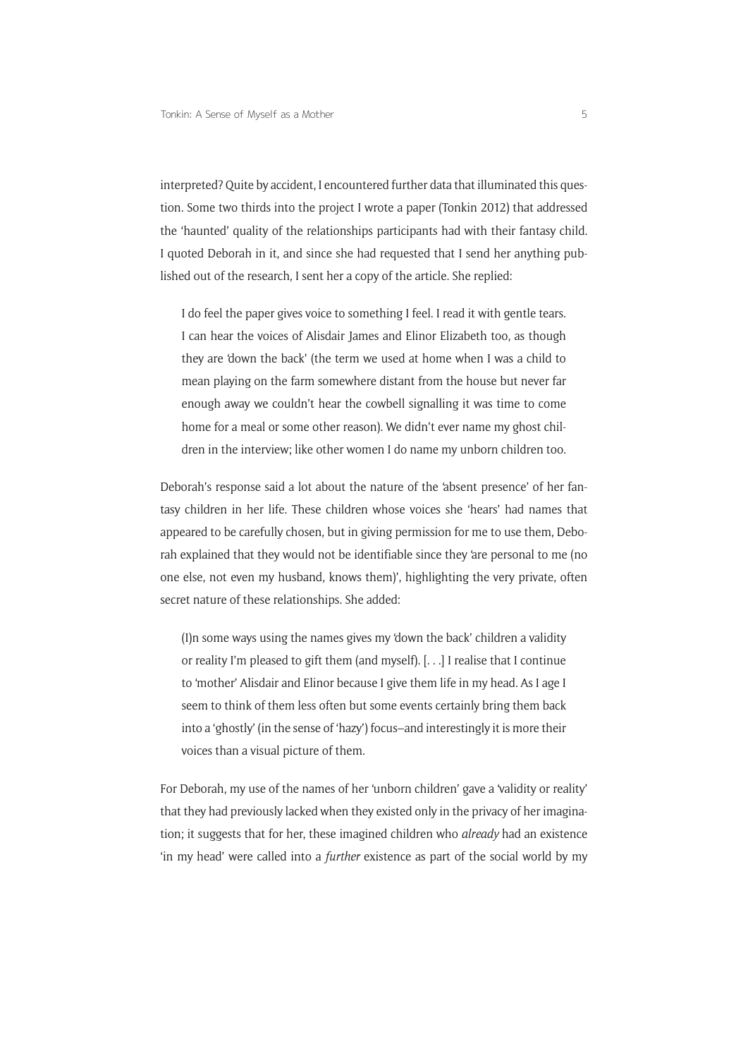interpreted? Quite by accident, I encountered further data that illuminated this question. Some two thirds into the project I wrote a paper (Tonkin 2012) that addressed the 'haunted' quality of the relationships participants had with their fantasy child. I quoted Deborah in it, and since she had requested that I send her anything published out of the research, I sent her a copy of the article. She replied:

> I do feel the paper gives voice to something I feel. I read it with gentle tears. I can hear the voices of Alisdair James and Elinor Elizabeth too, as though they are 'down the back' (the term we used at home when I was a child to mean playing on the farm somewhere distant from the house but never far enough away we couldn't hear the cowbell signalling it was time to come home for a meal or some other reason). We didn't ever name my ghost children in the interview; like other women I do name my unborn children too.

Deborah's response said a lot about the nature of the 'absent presence' of her fantasy children in her life. These children whose voices she 'hears' had names that appeared to be carefully chosen, but in giving permission for me to use them, Deborah explained that they would not be identifiable since they 'are personal to me (no one else, not even my husband, knows them)', highlighting the very private, often secret nature of these relationships. She added:

> (I)n some ways using the names gives my 'down the back' children a validity or reality I'm pleased to gift them (and myself). [. . .] I realise that I continue to 'mother' Alisdair and Elinor because I give them life in my head. As I age I seem to think of them less often but some events certainly bring them back into a 'ghostly' (in the sense of 'hazy') focus–and interestingly it is more their voices than a visual picture of them.

For Deborah, my use of the names of her 'unborn children' gave a 'validity or reality' that they had previously lacked when they existed only in the privacy of her imagination; it suggests that for her, these imagined children who *already* had an existence 'in my head' were called into a *further* existence as part of the social world by my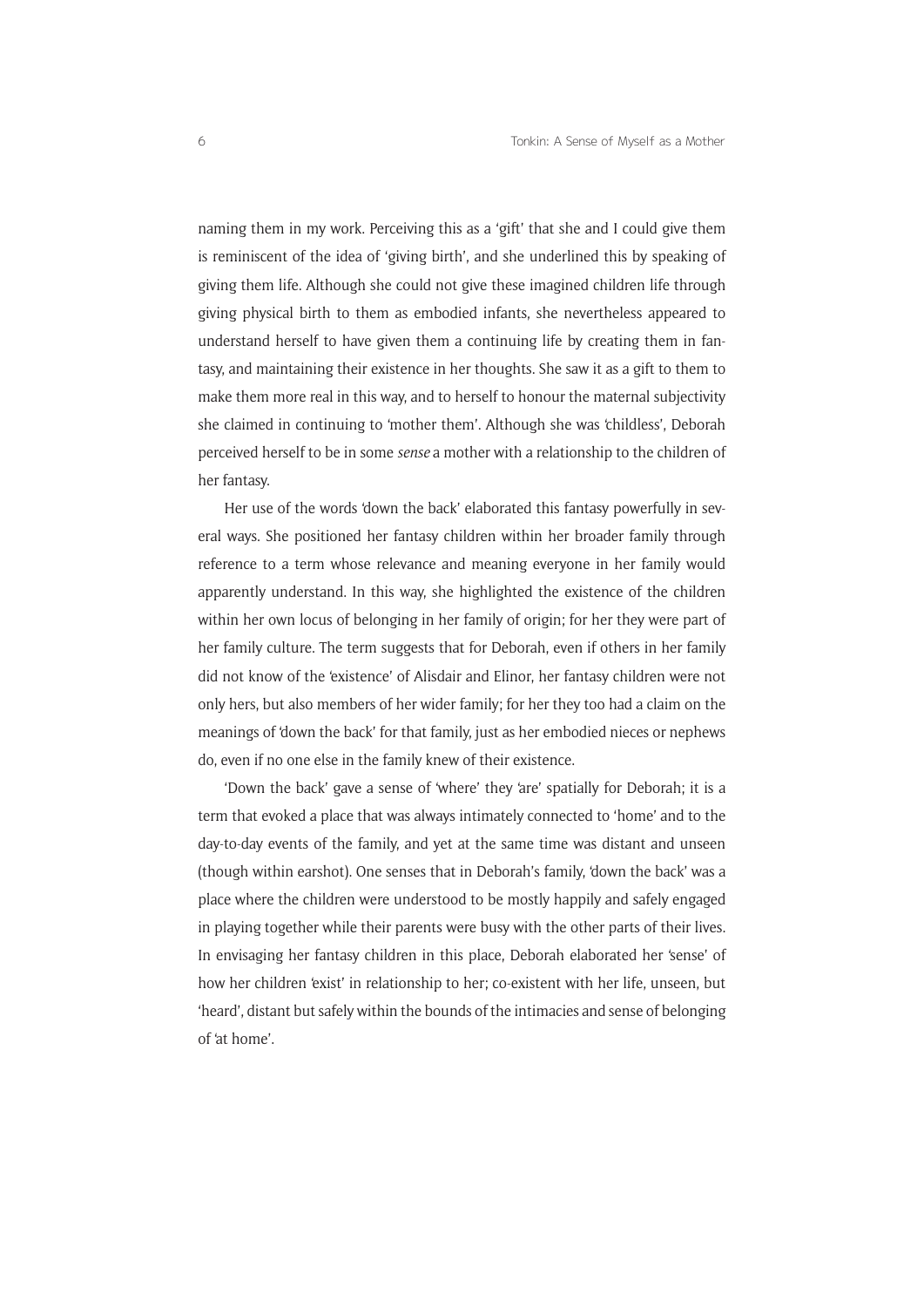naming them in my work. Perceiving this as a 'gift' that she and I could give them is reminiscent of the idea of 'giving birth', and she underlined this by speaking of giving them life. Although she could not give these imagined children life through giving physical birth to them as embodied infants, she nevertheless appeared to understand herself to have given them a continuing life by creating them in fantasy, and maintaining their existence in her thoughts. She saw it as a gift to them to make them more real in this way, and to herself to honour the maternal subjectivity she claimed in continuing to 'mother them'. Although she was 'childless', Deborah perceived herself to be in some *sense* a mother with a relationship to the children of her fantasy.

Her use of the words 'down the back' elaborated this fantasy powerfully in several ways. She positioned her fantasy children within her broader family through reference to a term whose relevance and meaning everyone in her family would apparently understand. In this way, she highlighted the existence of the children within her own locus of belonging in her family of origin; for her they were part of her family culture. The term suggests that for Deborah, even if others in her family did not know of the 'existence' of Alisdair and Elinor, her fantasy children were not only hers, but also members of her wider family; for her they too had a claim on the meanings of 'down the back' for that family, just as her embodied nieces or nephews do, even if no one else in the family knew of their existence.

'Down the back' gave a sense of 'where' they 'are' spatially for Deborah; it is a term that evoked a place that was always intimately connected to 'home' and to the day-to-day events of the family, and yet at the same time was distant and unseen (though within earshot). One senses that in Deborah's family, 'down the back' was a place where the children were understood to be mostly happily and safely engaged in playing together while their parents were busy with the other parts of their lives. In envisaging her fantasy children in this place, Deborah elaborated her 'sense' of how her children 'exist' in relationship to her; co-existent with her life, unseen, but 'heard', distant but safely within the bounds of the intimacies and sense of belonging of 'at home'.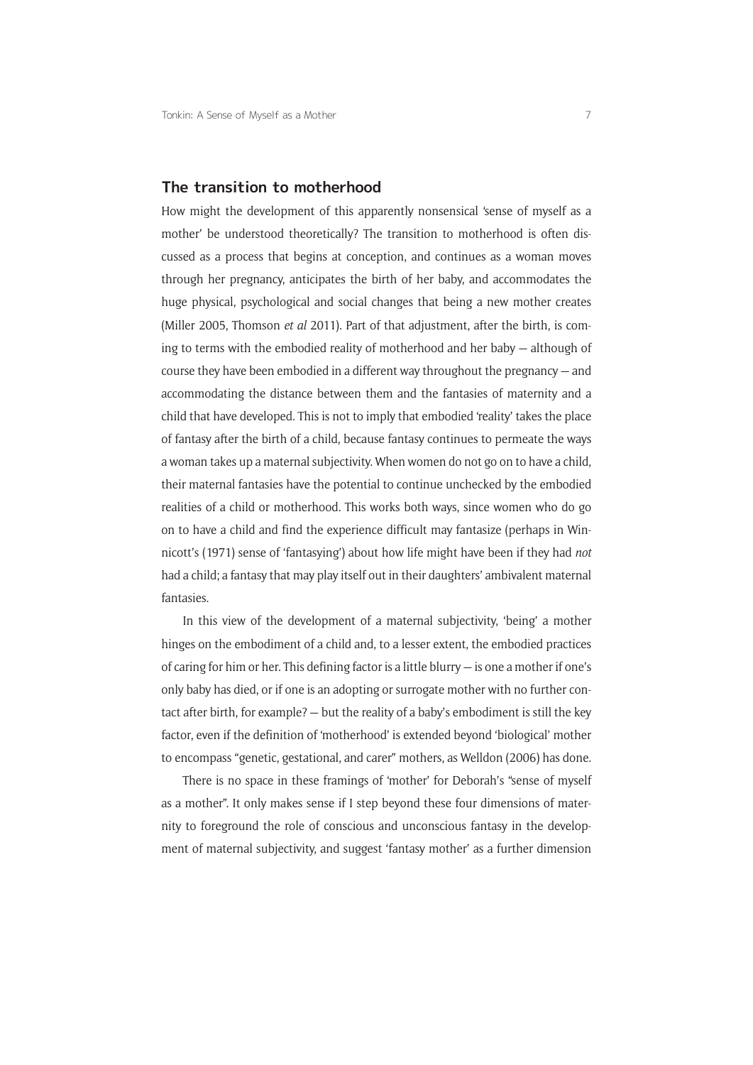## The transition to motherhood

How might the development of this apparently nonsensical 'sense of myself as a mother' be understood theoretically? The transition to motherhood is often discussed as a process that begins at conception, and continues as a woman moves through her pregnancy, anticipates the birth of her baby, and accommodates the huge physical, psychological and social changes that being a new mother creates (Miller 2005, Thomson *et al* 2011). Part of that adjustment, after the birth, is coming to terms with the embodied reality of motherhood and her baby — although of course they have been embodied in a different way throughout the pregnancy — and accommodating the distance between them and the fantasies of maternity and a child that have developed. This is not to imply that embodied 'reality' takes the place of fantasy after the birth of a child, because fantasy continues to permeate the ways a woman takes up a maternal subjectivity. When women do not go on to have a child, their maternal fantasies have the potential to continue unchecked by the embodied realities of a child or motherhood. This works both ways, since women who do go on to have a child and find the experience difficult may fantasize (perhaps in Winnicott's (1971) sense of 'fantasying') about how life might have been if they had *not* had a child; a fantasy that may play itself out in their daughters' ambivalent maternal fantasies.

In this view of the development of a maternal subjectivity, 'being' a mother hinges on the embodiment of a child and, to a lesser extent, the embodied practices of caring for him or her. This defining factor is a little blurry — is one a mother if one's only baby has died, or if one is an adopting or surrogate mother with no further contact after birth, for example? — but the reality of a baby's embodiment is still the key factor, even if the definition of 'motherhood' is extended beyond 'biological' mother to encompass "genetic, gestational, and carer" mothers, as Welldon (2006) has done.

There is no space in these framings of 'mother' for Deborah's "sense of myself as a mother". It only makes sense if I step beyond these four dimensions of maternity to foreground the role of conscious and unconscious fantasy in the development of maternal subjectivity, and suggest 'fantasy mother' as a further dimension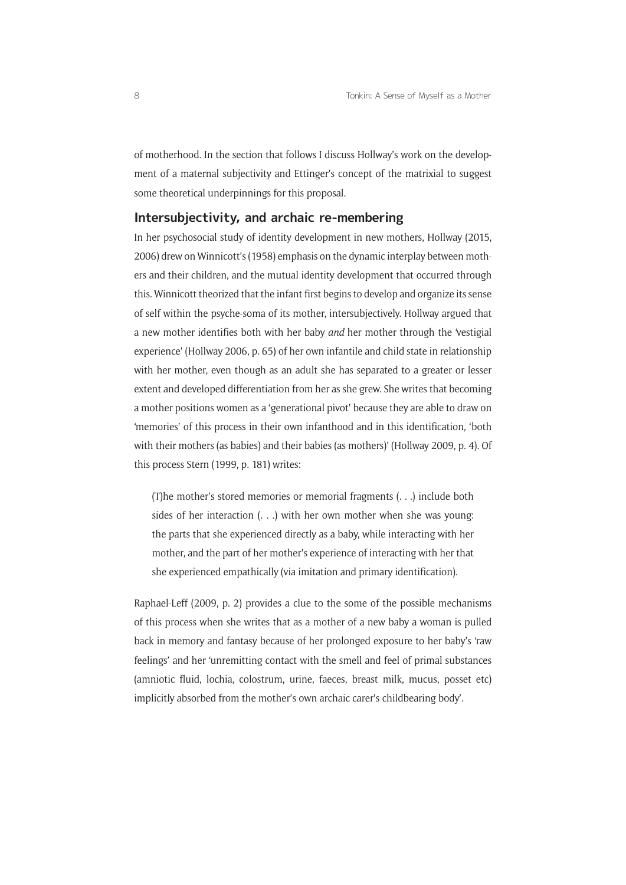of motherhood. In the section that follows I discuss Hollway's work on the development of a maternal subjectivity and Ettinger's concept of the matrixial to suggest some theoretical underpinnings for this proposal.

## Intersubjectivity, and archaic re-membering

In her psychosocial study of identity development in new mothers, Hollway (2015, 2006) drew on Winnicott's (1958) emphasis on the dynamic interplay between mothers and their children, and the mutual identity development that occurred through this. Winnicott theorized that the infant first begins to develop and organize its sense of self within the psyche-soma of its mother, intersubjectively. Hollway argued that a new mother identifies both with her baby *and* her mother through the 'vestigial experience' (Hollway 2006, p. 65) of her own infantile and child state in relationship with her mother, even though as an adult she has separated to a greater or lesser extent and developed differentiation from her as she grew. She writes that becoming a mother positions women as a 'generational pivot' because they are able to draw on 'memories' of this process in their own infanthood and in this identification, 'both with their mothers (as babies) and their babies (as mothers)' (Hollway 2009, p. 4). Of this process Stern (1999, p. 181) writes:

> (T)he mother's stored memories or memorial fragments (. . .) include both sides of her interaction (. . .) with her own mother when she was young: the parts that she experienced directly as a baby, while interacting with her mother, and the part of her mother's experience of interacting with her that she experienced empathically (via imitation and primary identification).

Raphael-Leff (2009, p. 2) provides a clue to the some of the possible mechanisms of this process when she writes that as a mother of a new baby a woman is pulled back in memory and fantasy because of her prolonged exposure to her baby's 'raw feelings' and her 'unremitting contact with the smell and feel of primal substances (amniotic fluid, lochia, colostrum, urine, faeces, breast milk, mucus, posset etc) implicitly absorbed from the mother's own archaic carer's childbearing body'.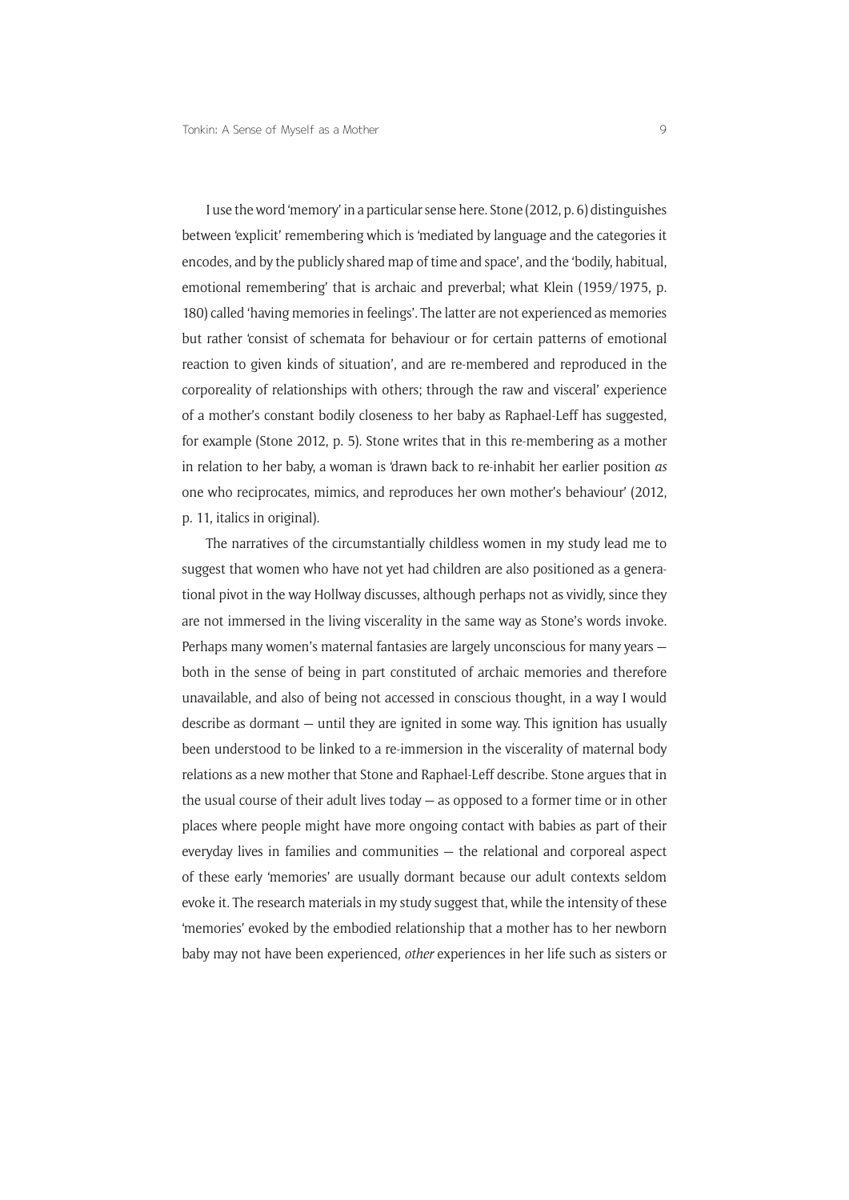I use the word 'memory' in a particular sense here. Stone (2012, p. 6) distinguishes between 'explicit' remembering which is 'mediated by language and the categories it encodes, and by the publicly shared map of time and space', and the 'bodily, habitual, emotional remembering' that is archaic and preverbal; what Klein (1959/1975, p. 180) called 'having memories in feelings'. The latter are not experienced as memories but rather 'consist of schemata for behaviour or for certain patterns of emotional reaction to given kinds of situation', and are re-membered and reproduced in the corporeality of relationships with others; through the raw and visceral' experience of a mother's constant bodily closeness to her baby as Raphael-Leff has suggested, for example (Stone 2012, p. 5). Stone writes that in this re-membering as a mother in relation to her baby, a woman is 'drawn back to re-inhabit her earlier position *as* one who reciprocates, mimics, and reproduces her own mother's behaviour' (2012, p. 11, italics in original).

The narratives of the circumstantially childless women in my study lead me to suggest that women who have not yet had children are also positioned as a generational pivot in the way Hollway discusses, although perhaps not as vividly, since they are not immersed in the living viscerality in the same way as Stone's words invoke. Perhaps many women's maternal fantasies are largely unconscious for many years — both in the sense of being in part constituted of archaic memories and therefore unavailable, and also of being not accessed in conscious thought, in a way I would describe as dormant — until they are ignited in some way. This ignition has usually been understood to be linked to a re-immersion in the viscerality of maternal body relations as a new mother that Stone and Raphael-Leff describe. Stone argues that in the usual course of their adult lives today — as opposed to a former time or in other places where people might have more ongoing contact with babies as part of their everyday lives in families and communities — the relational and corporeal aspect of these early 'memories' are usually dormant because our adult contexts seldom evoke it. The research materials in my study suggest that, while the intensity of these 'memories' evoked by the embodied relationship that a mother has to her newborn baby may not have been experienced, *other* experiences in her life such as sisters or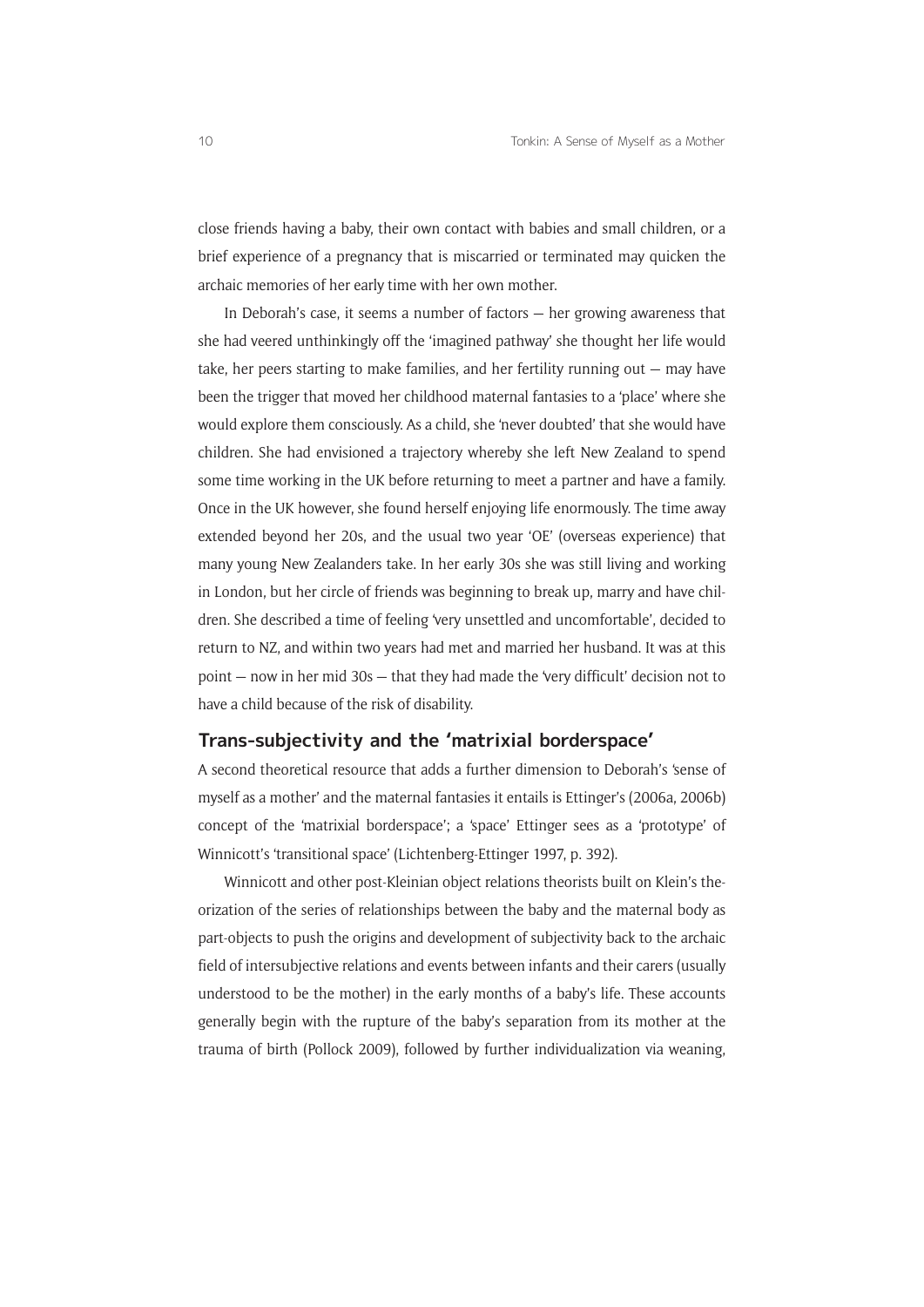close friends having a baby, their own contact with babies and small children, or a brief experience of a pregnancy that is miscarried or terminated may quicken the archaic memories of her early time with her own mother.

In Deborah's case, it seems a number of factors — her growing awareness that she had veered unthinkingly off the 'imagined pathway' she thought her life would take, her peers starting to make families, and her fertility running out — may have been the trigger that moved her childhood maternal fantasies to a 'place' where she would explore them consciously. As a child, she 'never doubted' that she would have children. She had envisioned a trajectory whereby she left New Zealand to spend some time working in the UK before returning to meet a partner and have a family. Once in the UK however, she found herself enjoying life enormously. The time away extended beyond her 20s, and the usual two year 'OE' (overseas experience) that many young New Zealanders take. In her early 30s she was still living and working in London, but her circle of friends was beginning to break up, marry and have children. She described a time of feeling 'very unsettled and uncomfortable', decided to return to NZ, and within two years had met and married her husband. It was at this point — now in her mid 30s — that they had made the 'very difficult' decision not to have a child because of the risk of disability.

## Trans-subjectivity and the 'matrixial borderspace'

A second theoretical resource that adds a further dimension to Deborah's 'sense of myself as a mother' and the maternal fantasies it entails is Ettinger's (2006a, 2006b) concept of the 'matrixial borderspace'; a 'space' Ettinger sees as a 'prototype' of Winnicott's 'transitional space' (Lichtenberg-Ettinger 1997, p. 392).

Winnicott and other post-Kleinian object relations theorists built on Klein's theorization of the series of relationships between the baby and the maternal body as part-objects to push the origins and development of subjectivity back to the archaic field of intersubjective relations and events between infants and their carers (usually understood to be the mother) in the early months of a baby's life. These accounts generally begin with the rupture of the baby's separation from its mother at the trauma of birth (Pollock 2009), followed by further individualization via weaning,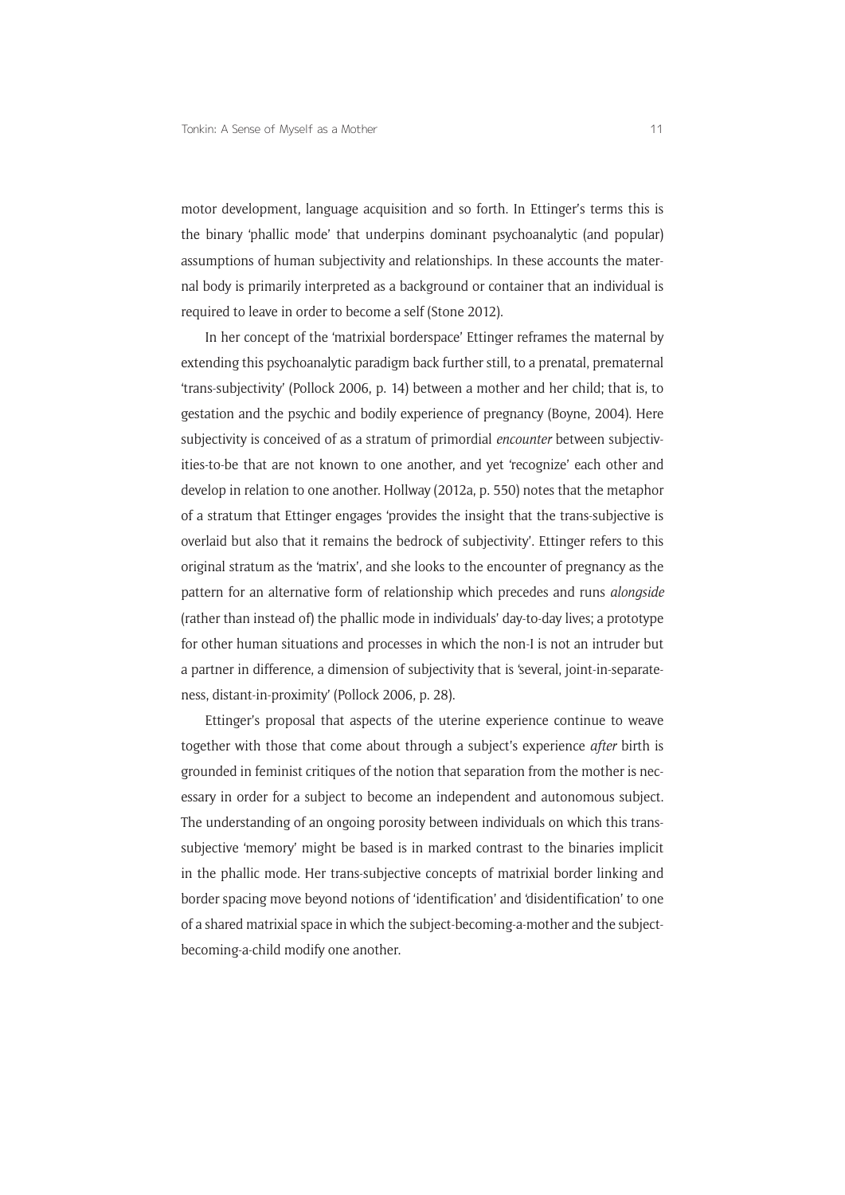motor development, language acquisition and so forth. In Ettinger's terms this is the binary 'phallic mode' that underpins dominant psychoanalytic (and popular) assumptions of human subjectivity and relationships. In these accounts the maternal body is primarily interpreted as a background or container that an individual is required to leave in order to become a self (Stone 2012).

In her concept of the 'matrixial borderspace' Ettinger reframes the maternal by extending this psychoanalytic paradigm back further still, to a prenatal, prematernal 'trans-subjectivity' (Pollock 2006, p. 14) between a mother and her child; that is, to gestation and the psychic and bodily experience of pregnancy (Boyne, 2004). Here subjectivity is conceived of as a stratum of primordial *encounter* between subjectivities-to-be that are not known to one another, and yet 'recognize' each other and develop in relation to one another. Hollway (2012a, p. 550) notes that the metaphor of a stratum that Ettinger engages 'provides the insight that the trans-subjective is overlaid but also that it remains the bedrock of subjectivity'. Ettinger refers to this original stratum as the 'matrix', and she looks to the encounter of pregnancy as the pattern for an alternative form of relationship which precedes and runs *alongside* (rather than instead of) the phallic mode in individuals' day-to-day lives; a prototype for other human situations and processes in which the non-I is not an intruder but a partner in difference, a dimension of subjectivity that is 'several, joint-in-separateness, distant-in-proximity' (Pollock 2006, p. 28).

Ettinger's proposal that aspects of the uterine experience continue to weave together with those that come about through a subject's experience *after* birth is grounded in feminist critiques of the notion that separation from the mother is necessary in order for a subject to become an independent and autonomous subject. The understanding of an ongoing porosity between individuals on which this trans-subjective 'memory' might be based is in marked contrast to the binaries implicit in the phallic mode. Her trans-subjective concepts of matrixial border linking and border spacing move beyond notions of 'identification' and 'disidentification' to one of a shared matrixial space in which the subject-becoming-a-mother and the subject-becoming-a-child modify one another.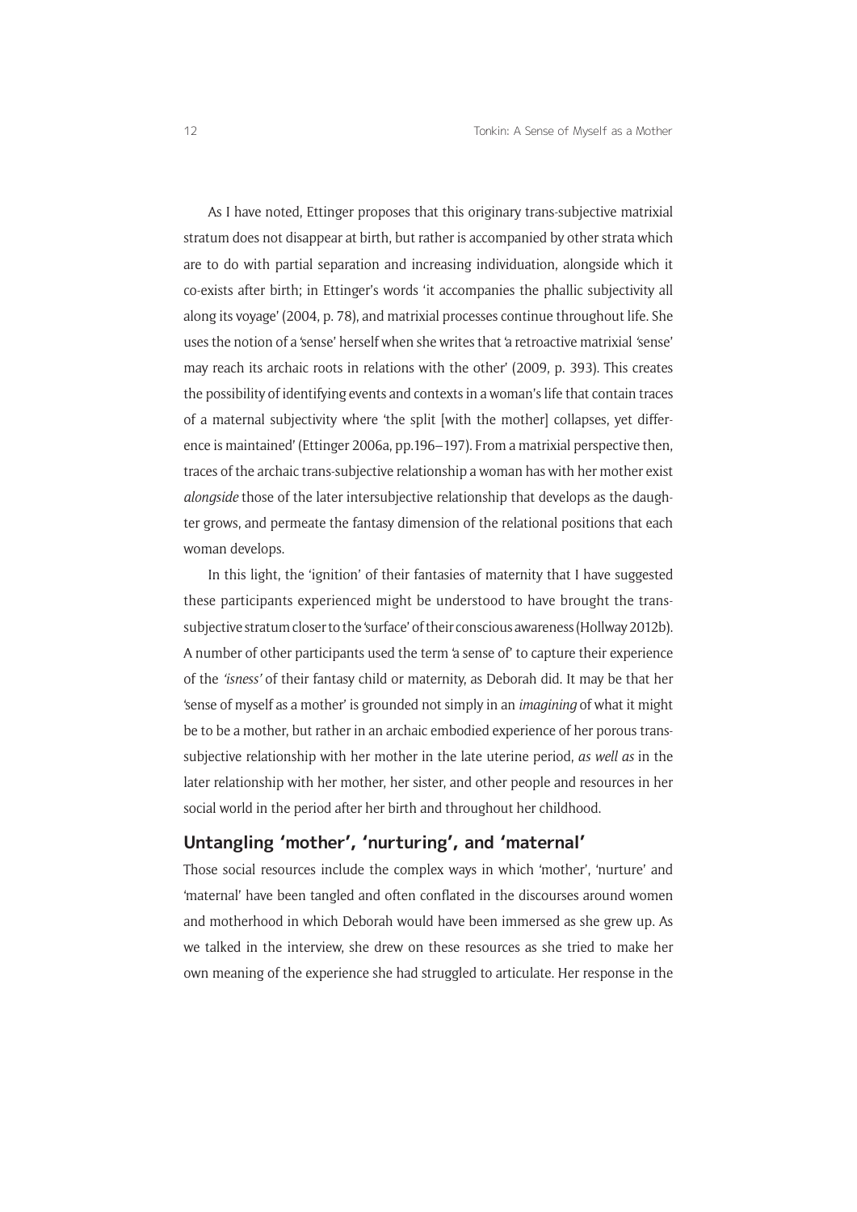As I have noted, Ettinger proposes that this originary trans-subjective matrixial stratum does not disappear at birth, but rather is accompanied by other strata which are to do with partial separation and increasing individuation, alongside which it co-exists after birth; in Ettinger's words 'it accompanies the phallic subjectivity all along its voyage' (2004, p. 78), and matrixial processes continue throughout life. She uses the notion of a 'sense' herself when she writes that 'a retroactive matrixial 'sense' may reach its archaic roots in relations with the other' (2009, p. 393). This creates the possibility of identifying events and contexts in a woman's life that contain traces of a maternal subjectivity where 'the split [with the mother] collapses, yet difference is maintained' (Ettinger 2006a, pp.196–197). From a matrixial perspective then, traces of the archaic trans-subjective relationship a woman has with her mother exist *alongside* those of the later intersubjective relationship that develops as the daughter grows, and permeate the fantasy dimension of the relational positions that each woman develops.

In this light, the 'ignition' of their fantasies of maternity that I have suggested these participants experienced might be understood to have brought the trans-subjective stratum closer to the 'surface' of their conscious awareness (Hollway 2012b). A number of other participants used the term 'a sense of' to capture their experience of the *'isness'* of their fantasy child or maternity, as Deborah did. It may be that her 'sense of myself as a mother' is grounded not simply in an *imagining* of what it might be to be a mother, but rather in an archaic embodied experience of her porous trans-subjective relationship with her mother in the late uterine period, *as well as* in the later relationship with her mother, her sister, and other people and resources in her social world in the period after her birth and throughout her childhood.

## Untangling 'mother', 'nurturing', and 'maternal'

Those social resources include the complex ways in which 'mother', 'nurture' and 'maternal' have been tangled and often conflated in the discourses around women and motherhood in which Deborah would have been immersed as she grew up. As we talked in the interview, she drew on these resources as she tried to make her own meaning of the experience she had struggled to articulate. Her response in the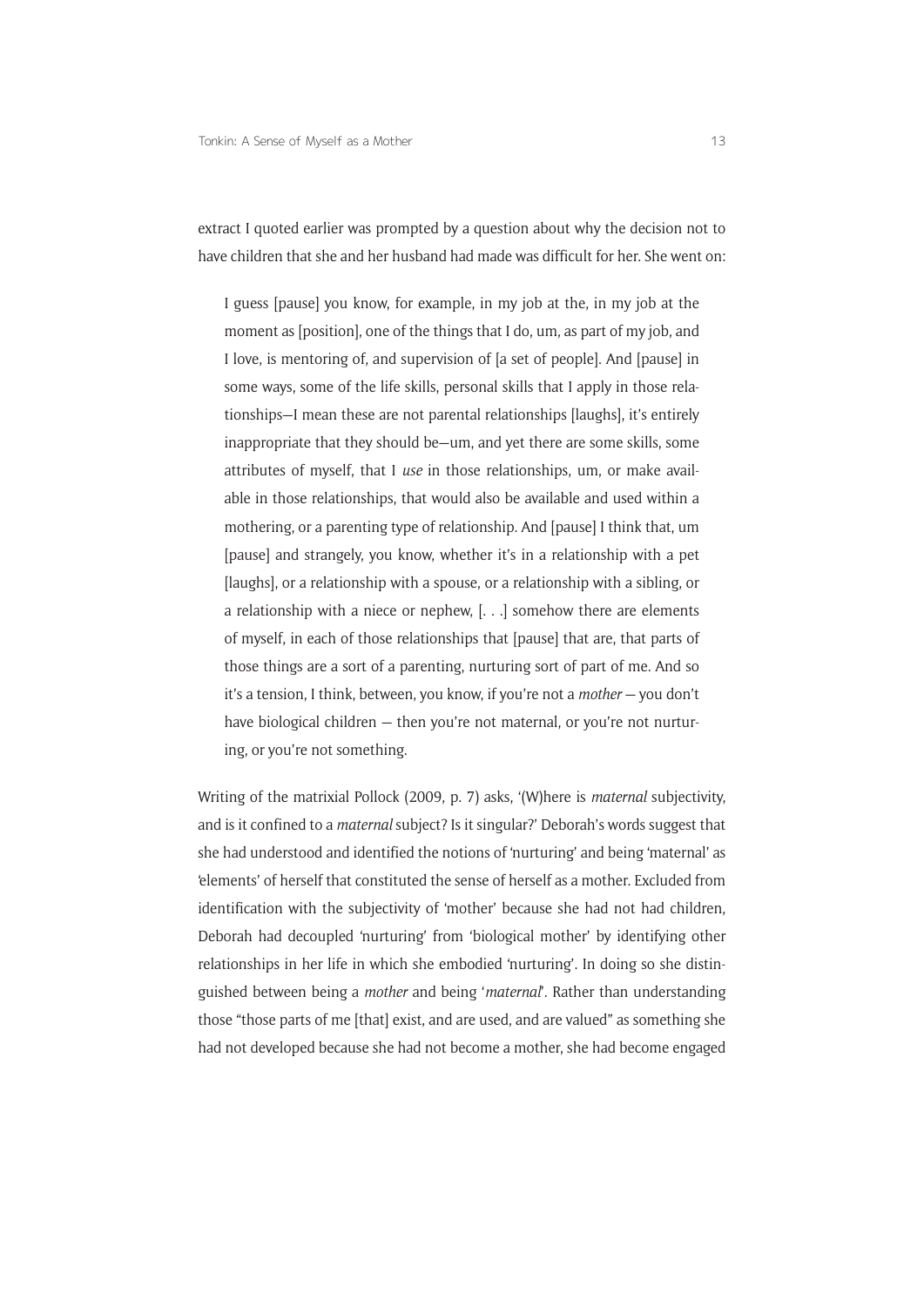extract I quoted earlier was prompted by a question about why the decision not to have children that she and her husband had made was difficult for her. She went on:

> I guess [pause] you know, for example, in my job at the, in my job at the moment as [position], one of the things that I do, um, as part of my job, and I love, is mentoring of, and supervision of [a set of people]. And [pause] in some ways, some of the life skills, personal skills that I apply in those relationships—I mean these are not parental relationships [laughs], it's entirely inappropriate that they should be—um, and yet there are some skills, some attributes of myself, that I *use* in those relationships, um, or make available in those relationships, that would also be available and used within a mothering, or a parenting type of relationship. And [pause] I think that, um [pause] and strangely, you know, whether it's in a relationship with a pet [laughs], or a relationship with a spouse, or a relationship with a sibling, or a relationship with a niece or nephew, [. . .] somehow there are elements of myself, in each of those relationships that [pause] that are, that parts of those things are a sort of a parenting, nurturing sort of part of me. And so it's a tension, I think, between, you know, if you're not a *mother* — you don't have biological children — then you're not maternal, or you're not nurturing, or you're not something.

Writing of the matrixial Pollock (2009, p. 7) asks, '(W)here is *maternal* subjectivity, and is it confined to a *maternal* subject? Is it singular?' Deborah's words suggest that she had understood and identified the notions of 'nurturing' and being 'maternal' as 'elements' of herself that constituted the sense of herself as a mother. Excluded from identification with the subjectivity of 'mother' because she had not had children, Deborah had decoupled 'nurturing' from 'biological mother' by identifying other relationships in her life in which she embodied 'nurturing'. In doing so she distinguished between being a *mother* and being '*maternal*'. Rather than understanding those "those parts of me [that] exist, and are used, and are valued" as something she had not developed because she had not become a mother, she had become engaged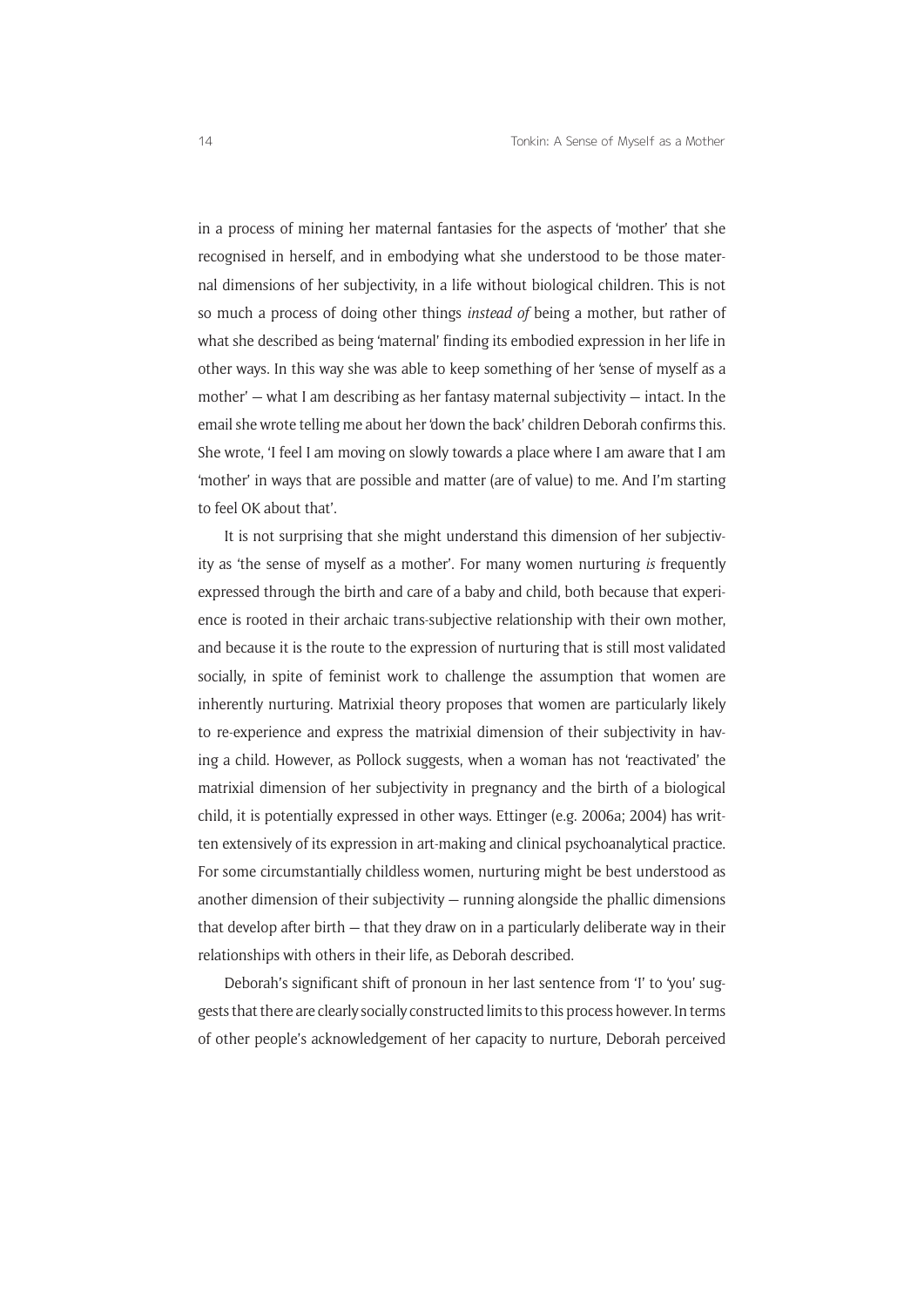in a process of mining her maternal fantasies for the aspects of 'mother' that she recognised in herself, and in embodying what she understood to be those maternal dimensions of her subjectivity, in a life without biological children. This is not so much a process of doing other things *instead of* being a mother, but rather of what she described as being 'maternal' finding its embodied expression in her life in other ways. In this way she was able to keep something of her 'sense of myself as a mother' — what I am describing as her fantasy maternal subjectivity — intact. In the email she wrote telling me about her 'down the back' children Deborah confirms this. She wrote, 'I feel I am moving on slowly towards a place where I am aware that I am 'mother' in ways that are possible and matter (are of value) to me. And I'm starting to feel OK about that'.

It is not surprising that she might understand this dimension of her subjectivity as 'the sense of myself as a mother'. For many women nurturing *is* frequently expressed through the birth and care of a baby and child, both because that experience is rooted in their archaic trans-subjective relationship with their own mother, and because it is the route to the expression of nurturing that is still most validated socially, in spite of feminist work to challenge the assumption that women are inherently nurturing. Matrixial theory proposes that women are particularly likely to re-experience and express the matrixial dimension of their subjectivity in having a child. However, as Pollock suggests, when a woman has not 'reactivated' the matrixial dimension of her subjectivity in pregnancy and the birth of a biological child, it is potentially expressed in other ways. Ettinger (e.g. 2006a; 2004) has written extensively of its expression in art-making and clinical psychoanalytical practice. For some circumstantially childless women, nurturing might be best understood as another dimension of their subjectivity — running alongside the phallic dimensions that develop after birth — that they draw on in a particularly deliberate way in their relationships with others in their life, as Deborah described.

Deborah's significant shift of pronoun in her last sentence from 'I' to 'you' suggests that there are clearly socially constructed limits to this process however. In terms of other people's acknowledgement of her capacity to nurture, Deborah perceived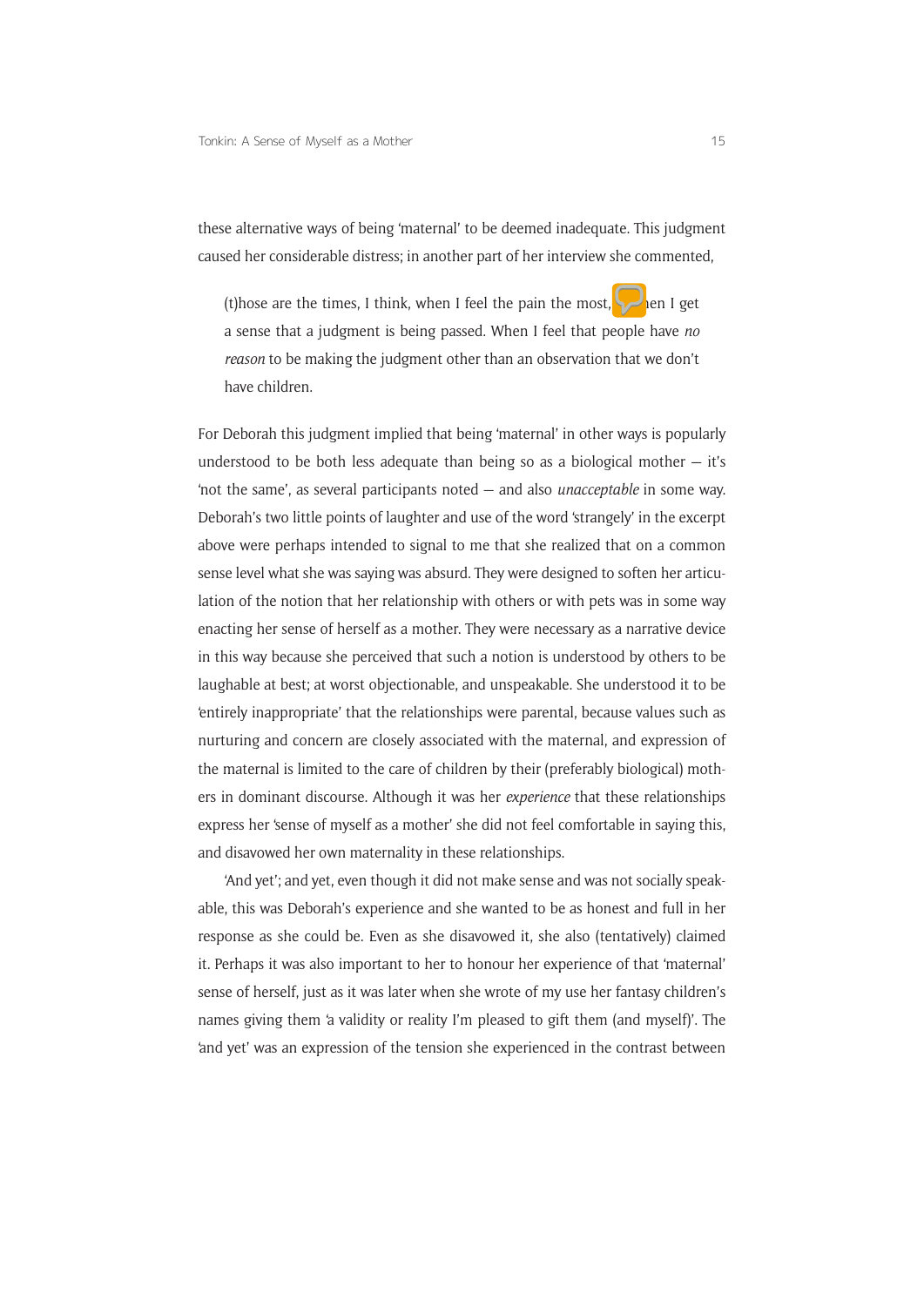these alternative ways of being 'maternal' to be deemed inadequate. This judgment caused her considerable distress; in another part of her interview she commented,

> (t)hose are the times, I think, when I feel the pain the most, when I get a sense that a judgment is being passed. When I feel that people have *no reason* to be making the judgment other than an observation that we don't have children.

For Deborah this judgment implied that being 'maternal' in other ways is popularly understood to be both less adequate than being so as a biological mother – it's 'not the same', as several participants noted – and also *unacceptable* in some way. Deborah's two little points of laughter and use of the word 'strangely' in the excerpt above were perhaps intended to signal to me that she realized that on a common sense level what she was saying was absurd. They were designed to soften her articulation of the notion that her relationship with others or with pets was in some way enacting her sense of herself as a mother. They were necessary as a narrative device in this way because she perceived that such a notion is understood by others to be laughable at best; at worst objectionable, and unspeakable. She understood it to be 'entirely inappropriate' that the relationships were parental, because values such as nurturing and concern are closely associated with the maternal, and expression of the maternal is limited to the care of children by their (preferably biological) mothers in dominant discourse. Although it was her *experience* that these relationships express her 'sense of myself as a mother' she did not feel comfortable in saying this, and disavowed her own maternality in these relationships.

'And yet'; and yet, even though it did not make sense and was not socially speakable, this was Deborah's experience and she wanted to be as honest and full in her response as she could be. Even as she disavowed it, she also (tentatively) claimed it. Perhaps it was also important to her to honour her experience of that 'maternal' sense of herself, just as it was later when she wrote of my use her fantasy children's names giving them 'a validity or reality I'm pleased to gift them (and myself)'. The 'and yet' was an expression of the tension she experienced in the contrast between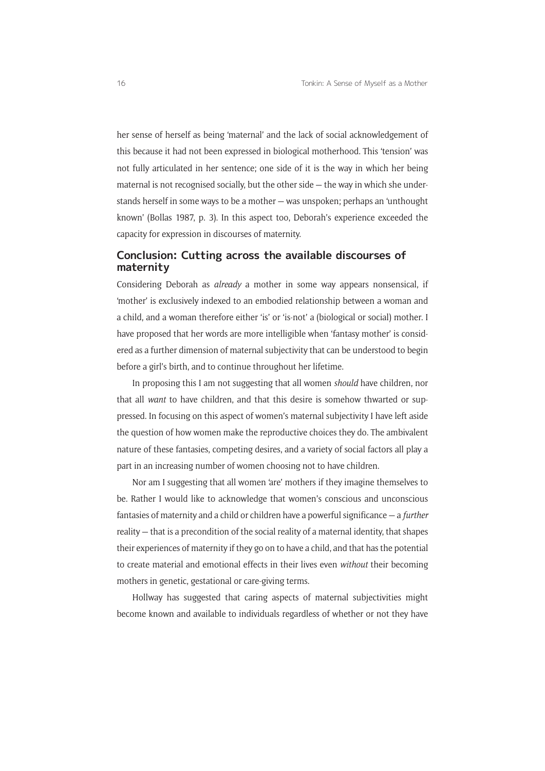her sense of herself as being 'maternal' and the lack of social acknowledgement of this because it had not been expressed in biological motherhood. This 'tension' was not fully articulated in her sentence; one side of it is the way in which her being maternal is not recognised socially, but the other side — the way in which she understands herself in some ways to be a mother — was unspoken; perhaps an 'unthought known' (Bollas 1987, p. 3). In this aspect too, Deborah's experience exceeded the capacity for expression in discourses of maternity.

## Conclusion: Cutting across the available discourses of maternity

Considering Deborah as *already* a mother in some way appears nonsensical, if 'mother' is exclusively indexed to an embodied relationship between a woman and a child, and a woman therefore either 'is' or 'is-not' a (biological or social) mother. I have proposed that her words are more intelligible when 'fantasy mother' is considered as a further dimension of maternal subjectivity that can be understood to begin before a girl's birth, and to continue throughout her lifetime.

In proposing this I am not suggesting that all women *should* have children, nor that all *want* to have children, and that this desire is somehow thwarted or suppressed. In focusing on this aspect of women's maternal subjectivity I have left aside the question of how women make the reproductive choices they do. The ambivalent nature of these fantasies, competing desires, and a variety of social factors all play a part in an increasing number of women choosing not to have children.

Nor am I suggesting that all women 'are' mothers if they imagine themselves to be. Rather I would like to acknowledge that women's conscious and unconscious fantasies of maternity and a child or children have a powerful significance — a *further* reality — that is a precondition of the social reality of a maternal identity, that shapes their experiences of maternity if they go on to have a child, and that has the potential to create material and emotional effects in their lives even *without* their becoming mothers in genetic, gestational or care-giving terms.

Hollway has suggested that caring aspects of maternal subjectivities might become known and available to individuals regardless of whether or not they have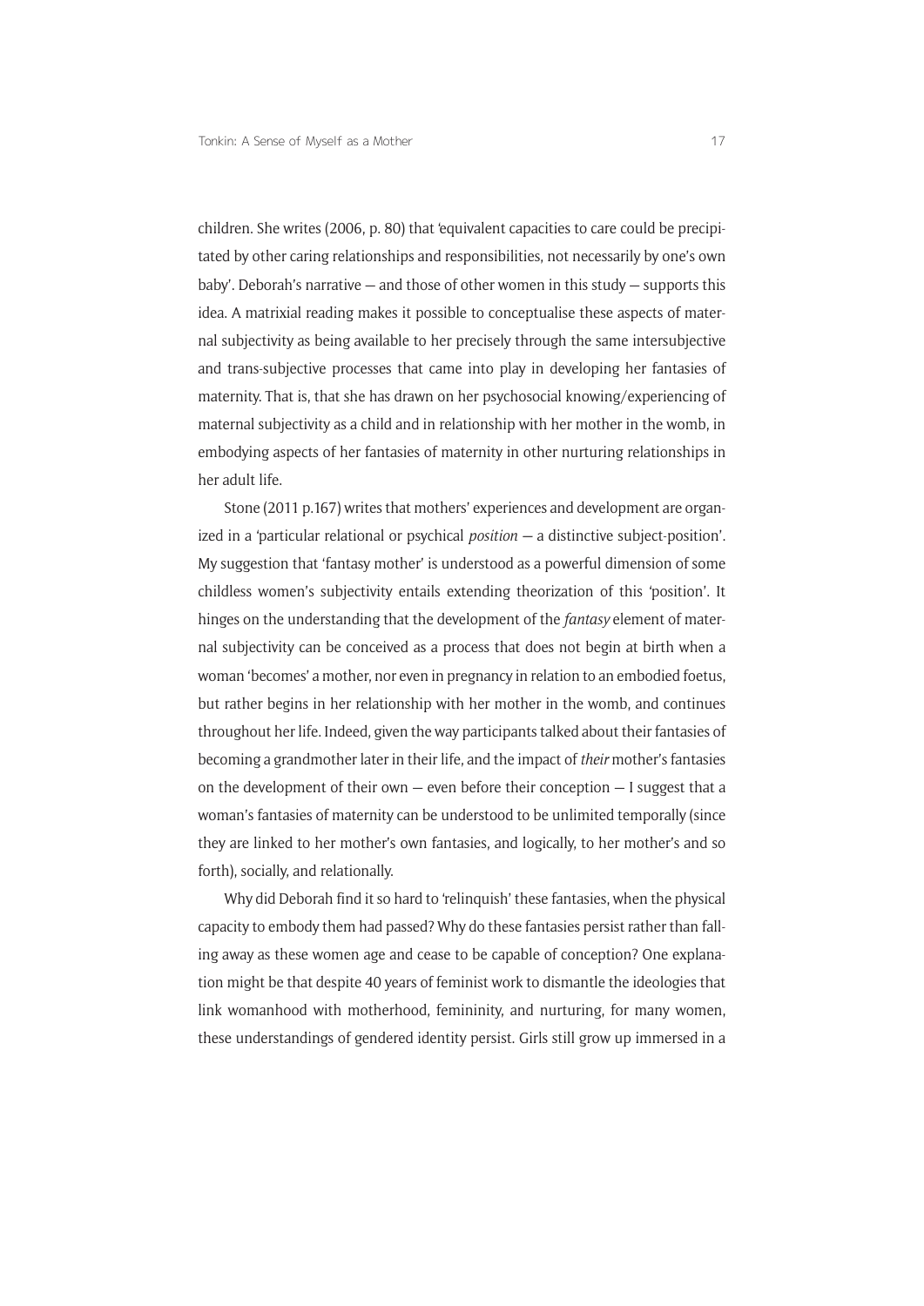children. She writes (2006, p. 80) that 'equivalent capacities to care could be precipitated by other caring relationships and responsibilities, not necessarily by one's own baby'. Deborah's narrative — and those of other women in this study — supports this idea. A matrixial reading makes it possible to conceptualise these aspects of maternal subjectivity as being available to her precisely through the same intersubjective and trans-subjective processes that came into play in developing her fantasies of maternity. That is, that she has drawn on her psychosocial knowing/experiencing of maternal subjectivity as a child and in relationship with her mother in the womb, in embodying aspects of her fantasies of maternity in other nurturing relationships in her adult life.

Stone (2011 p.167) writes that mothers' experiences and development are organized in a 'particular relational or psychical *position* — a distinctive subject-position'. My suggestion that 'fantasy mother' is understood as a powerful dimension of some childless women's subjectivity entails extending theorization of this 'position'. It hinges on the understanding that the development of the *fantasy* element of maternal subjectivity can be conceived as a process that does not begin at birth when a woman 'becomes' a mother, nor even in pregnancy in relation to an embodied foetus, but rather begins in her relationship with her mother in the womb, and continues throughout her life. Indeed, given the way participants talked about their fantasies of becoming a grandmother later in their life, and the impact of *their* mother's fantasies on the development of their own — even before their conception — I suggest that a woman's fantasies of maternity can be understood to be unlimited temporally (since they are linked to her mother's own fantasies, and logically, to her mother's and so forth), socially, and relationally.

Why did Deborah find it so hard to 'relinquish' these fantasies, when the physical capacity to embody them had passed? Why do these fantasies persist rather than falling away as these women age and cease to be capable of conception? One explanation might be that despite 40 years of feminist work to dismantle the ideologies that link womanhood with motherhood, femininity, and nurturing, for many women, these understandings of gendered identity persist. Girls still grow up immersed in a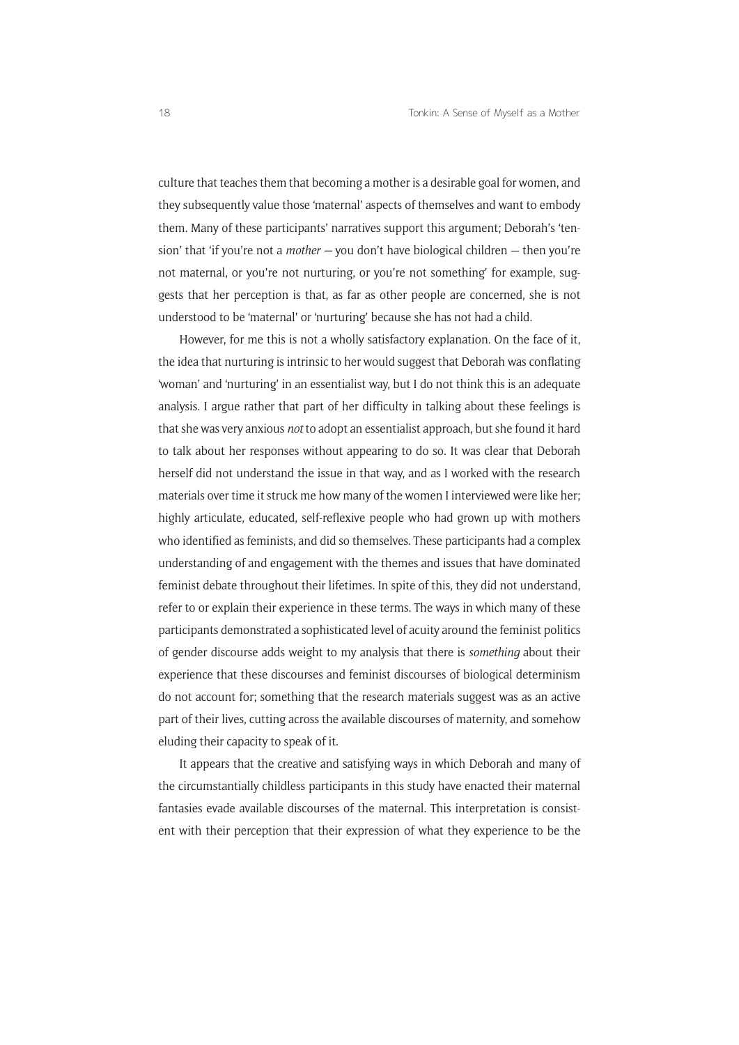culture that teaches them that becoming a mother is a desirable goal for women, and they subsequently value those 'maternal' aspects of themselves and want to embody them. Many of these participants' narratives support this argument; Deborah's 'tension' that 'if you're not a *mother* — you don't have biological children — then you're not maternal, or you're not nurturing, or you're not something' for example, suggests that her perception is that, as far as other people are concerned, she is not understood to be 'maternal' or 'nurturing' because she has not had a child.

However, for me this is not a wholly satisfactory explanation. On the face of it, the idea that nurturing is intrinsic to her would suggest that Deborah was conflating 'woman' and 'nurturing' in an essentialist way, but I do not think this is an adequate analysis. I argue rather that part of her difficulty in talking about these feelings is that she was very anxious *not* to adopt an essentialist approach, but she found it hard to talk about her responses without appearing to do so. It was clear that Deborah herself did not understand the issue in that way, and as I worked with the research materials over time it struck me how many of the women I interviewed were like her; highly articulate, educated, self-reflexive people who had grown up with mothers who identified as feminists, and did so themselves. These participants had a complex understanding of and engagement with the themes and issues that have dominated feminist debate throughout their lifetimes. In spite of this, they did not understand, refer to or explain their experience in these terms. The ways in which many of these participants demonstrated a sophisticated level of acuity around the feminist politics of gender discourse adds weight to my analysis that there is *something* about their experience that these discourses and feminist discourses of biological determinism do not account for; something that the research materials suggest was as an active part of their lives, cutting across the available discourses of maternity, and somehow eluding their capacity to speak of it.

It appears that the creative and satisfying ways in which Deborah and many of the circumstantially childless participants in this study have enacted their maternal fantasies evade available discourses of the maternal. This interpretation is consistent with their perception that their expression of what they experience to be the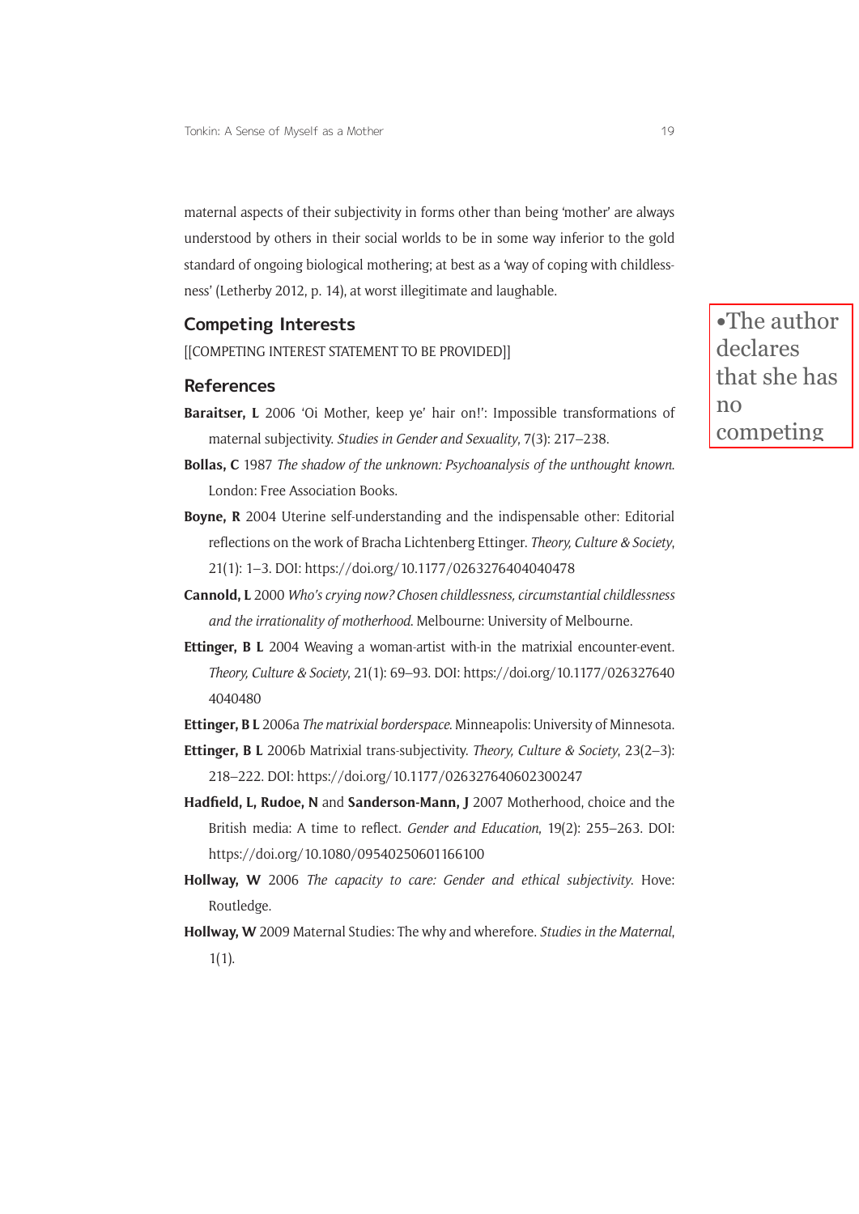maternal aspects of their subjectivity in forms other than being 'mother' are always understood by others in their social worlds to be in some way inferior to the gold standard of ongoing biological mothering; at best as a 'way of coping with childlessness' (Letherby 2012, p. 14), at worst illegitimate and laughable.

## Competing Interests

[[COMPETING INTEREST STATEMENT TO BE PROVIDED]]

•The author declares that she has no competing

## References

**Baraitser, L** 2006 'Oi Mother, keep ye' hair on!': Impossible transformations of maternal subjectivity. *Studies in Gender and Sexuality*, 7(3): 217–238.

**Bollas, C** 1987 *The shadow of the unknown: Psychoanalysis of the unthought known*. London: Free Association Books.

**Boyne, R** 2004 Uterine self-understanding and the indispensable other: Editorial reflections on the work of Bracha Lichtenberg Ettinger. *Theory, Culture & Society*, 21(1): 1–3. DOI: https://doi.org/10.1177/0263276404040478

**Cannold, L** 2000 *Who's crying now? Chosen childlessness, circumstantial childlessness and the irrationality of motherhood*. Melbourne: University of Melbourne.

**Ettinger, B L** 2004 Weaving a woman-artist with-in the matrixial encounter-event. *Theory, Culture & Society*, 21(1): 69–93. DOI: https://doi.org/10.1177/0263276404040480

**Ettinger, B L** 2006a *The matrixial borderspace*. Minneapolis: University of Minnesota.

**Ettinger, B L** 2006b Matrixial trans-subjectivity. *Theory, Culture & Society*, 23(2–3): 218–222. DOI: https://doi.org/10.1177/026327640602300247

**Hadfield, L, Rudoe, N** and **Sanderson-Mann, J** 2007 Motherhood, choice and the British media: A time to reflect. *Gender and Education*, 19(2): 255–263. DOI: https://doi.org/10.1080/09540250601166100

**Hollway, W** 2006 *The capacity to care: Gender and ethical subjectivity*. Hove: Routledge.

**Hollway, W** 2009 Maternal Studies: The why and wherefore. *Studies in the Maternal*, 1(1).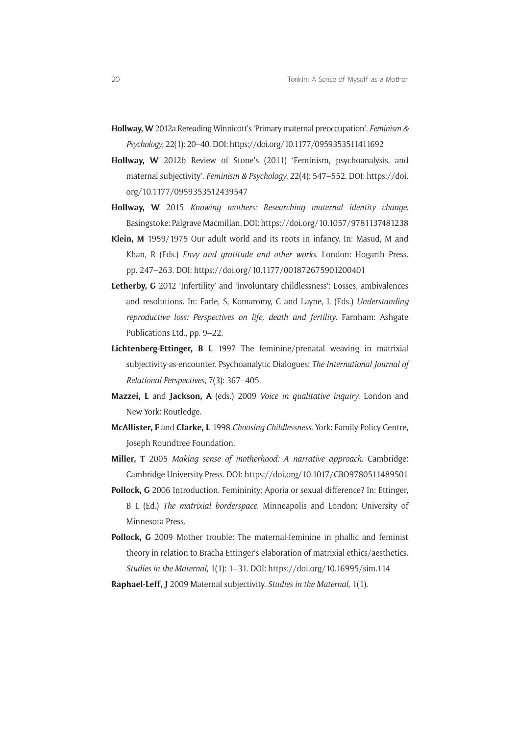**Hollway, W** 2012a Rereading Winnicott's 'Primary maternal preoccupation'. *Feminism & Psychology*, 22(1): 20–40. DOI: https://doi.org/10.1177/0959353511411692

**Hollway, W** 2012b Review of Stone's (2011) 'Feminism, psychoanalysis, and maternal subjectivity'. *Feminism & Psychology*, 22(4): 547–552. DOI: https://doi.org/10.1177/0959353512439547

**Hollway, W** 2015 *Knowing mothers: Researching maternal identity change.* Basingstoke: Palgrave Macmillan. DOI: https://doi.org/10.1057/9781137481238

**Klein, M** 1959/1975 Our adult world and its roots in infancy. In: Masud, M and Khan, R (Eds.) *Envy and gratitude and other works*. London: Hogarth Press. pp. 247–263. DOI: https://doi.org/10.1177/001872675901200401

**Letherby, G** 2012 'Infertility' and 'involuntary childlessness': Losses, ambivalences and resolutions. In: Earle, S, Komaromy, C and Layne, L (Eds.) *Understanding reproductive loss: Perspectives on life, death and fertility*. Farnham: Ashgate Publications Ltd., pp. 9–22.

**Lichtenberg-Ettinger, B L** 1997 The feminine/prenatal weaving in matrixial subjectivity-as-encounter. Psychoanalytic Dialogues: *The International Journal of Relational Perspectives*, 7(3): 367–405.

**Mazzei, L** and **Jackson, A** (eds.) 2009 *Voice in qualitative inquiry*. London and New York: Routledge.

**McAllister, F** and **Clarke, L** 1998 *Choosing Childlessness*. York: Family Policy Centre, Joseph Roundtree Foundation.

**Miller, T** 2005 *Making sense of motherhood: A narrative approach.* Cambridge: Cambridge University Press. DOI: https://doi.org/10.1017/CBO9780511489501

**Pollock, G** 2006 Introduction. Femininity: Aporia or sexual difference? In: Ettinger, B L (Ed.) *The matrixial borderspace.* Minneapolis and London: University of Minnesota Press.

**Pollock, G** 2009 Mother trouble: The maternal-feminine in phallic and feminist theory in relation to Bracha Ettinger's elaboration of matrixial ethics/aesthetics. *Studies in the Maternal*, 1(1): 1–31. DOI: https://doi.org/10.16995/sim.114

**Raphael-Leff, J** 2009 Maternal subjectivity. *Studies in the Maternal*, 1(1).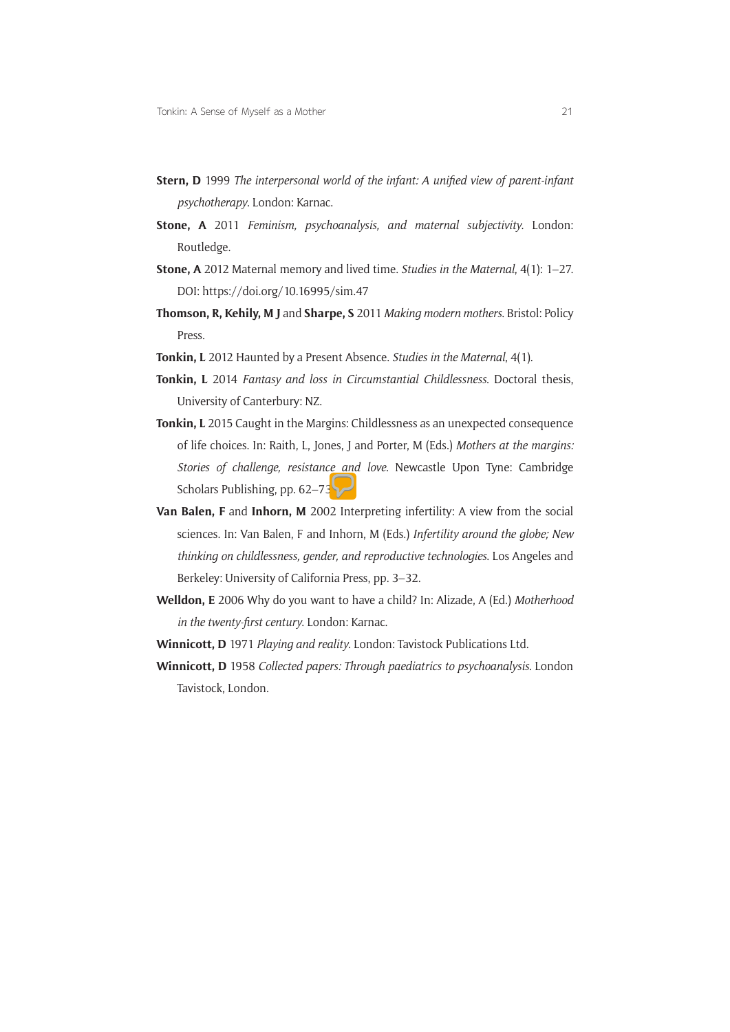**Stern, D** 1999 *The interpersonal world of the infant: A unified view of parent-infant psychotherapy*. London: Karnac.

**Stone, A** 2011 *Feminism, psychoanalysis, and maternal subjectivity*. London: Routledge.

**Stone, A** 2012 Maternal memory and lived time. *Studies in the Maternal*, 4(1): 1–27. DOI: https://doi.org/10.16995/sim.47

**Thomson, R, Kehily, M J** and **Sharpe, S** 2011 *Making modern mothers*. Bristol: Policy Press.

**Tonkin, L** 2012 Haunted by a Present Absence. *Studies in the Maternal*, 4(1).

**Tonkin, L** 2014 *Fantasy and loss in Circumstantial Childlessness*. Doctoral thesis, University of Canterbury: NZ.

**Tonkin, L** 2015 Caught in the Margins: Childlessness as an unexpected consequence of life choices. In: Raith, L, Jones, J and Porter, M (Eds.) *Mothers at the margins: Stories of challenge, resistance and love*. Newcastle Upon Tyne: Cambridge Scholars Publishing, pp. 62–73.

**Van Balen, F** and **Inhorn, M** 2002 Interpreting infertility: A view from the social sciences. In: Van Balen, F and Inhorn, M (Eds.) *Infertility around the globe; New thinking on childlessness, gender, and reproductive technologies*. Los Angeles and Berkeley: University of California Press, pp. 3–32.

**Welldon, E** 2006 Why do you want to have a child? In: Alizade, A (Ed.) *Motherhood in the twenty-first century*. London: Karnac.

**Winnicott, D** 1971 *Playing and reality*. London: Tavistock Publications Ltd.

**Winnicott, D** 1958 *Collected papers: Through paediatrics to psychoanalysis*. London Tavistock, London.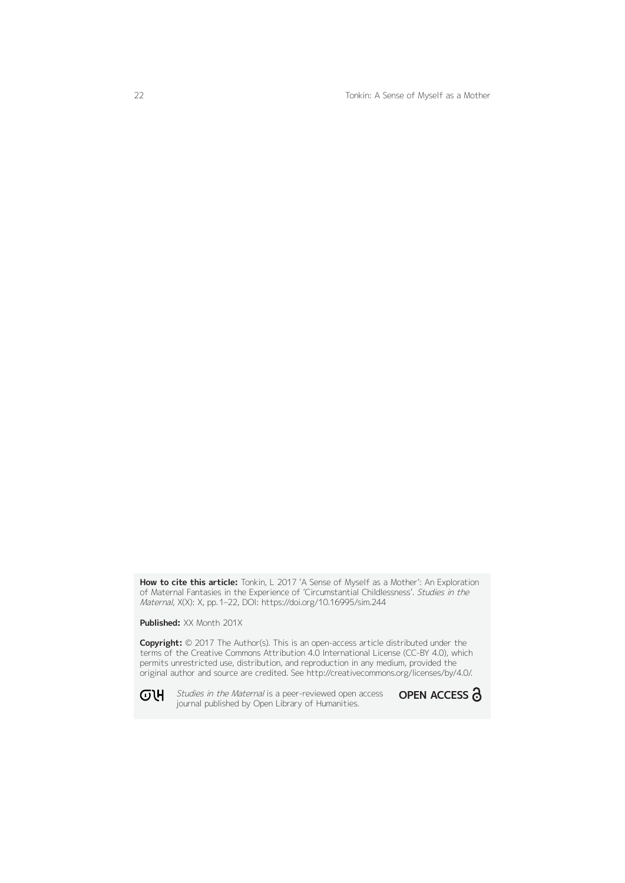**How to cite this article:** Tonkin, L 2017 'A Sense of Myself as a Mother': An Exploration of Maternal Fantasies in the Experience of 'Circumstantial Childlessness'. *Studies in the Maternal*, X(X): X, pp. 1–22, DOI: https://doi.org/10.16995/sim.244

**Published:** XX Month 201X

**Copyright:** © 2017 The Author(s). This is an open-access article distributed under the terms of the Creative Commons Attribution 4.0 International License (CC-BY 4.0), which permits unrestricted use, distribution, and reproduction in any medium, provided the original author and source are credited. See http://creativecommons.org/licenses/by/4.0/.

*Studies in the Maternal* is a peer-reviewed open access journal published by Open Library of Humanities.

OPEN ACCESS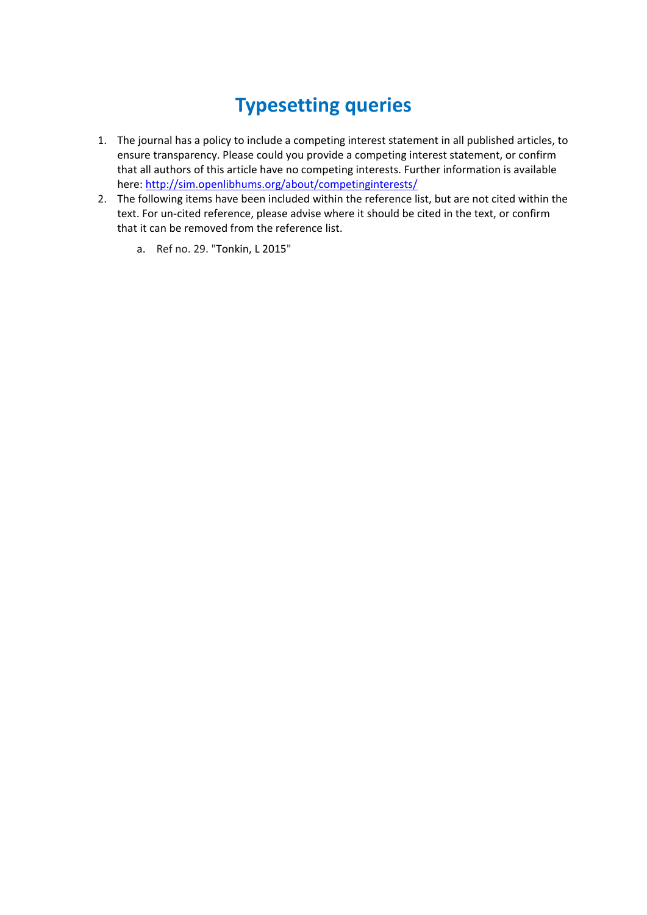# Typesetting queries

1. The journal has a policy to include a competing interest statement in all published articles, to ensure transparency. Please could you provide a competing interest statement, or confirm that all authors of this article have no competing interests. Further information is available here: [http://sim.openlibhums.org/about/competinginterests/](http://sim.openlibhums.org/about/competinginterests/)
2. The following items have been included within the reference list, but are not cited within the text. For un-cited reference, please advise where it should be cited in the text, or confirm that it can be removed from the reference list.

   a. Ref no. 29. "Tonkin, L 2015"